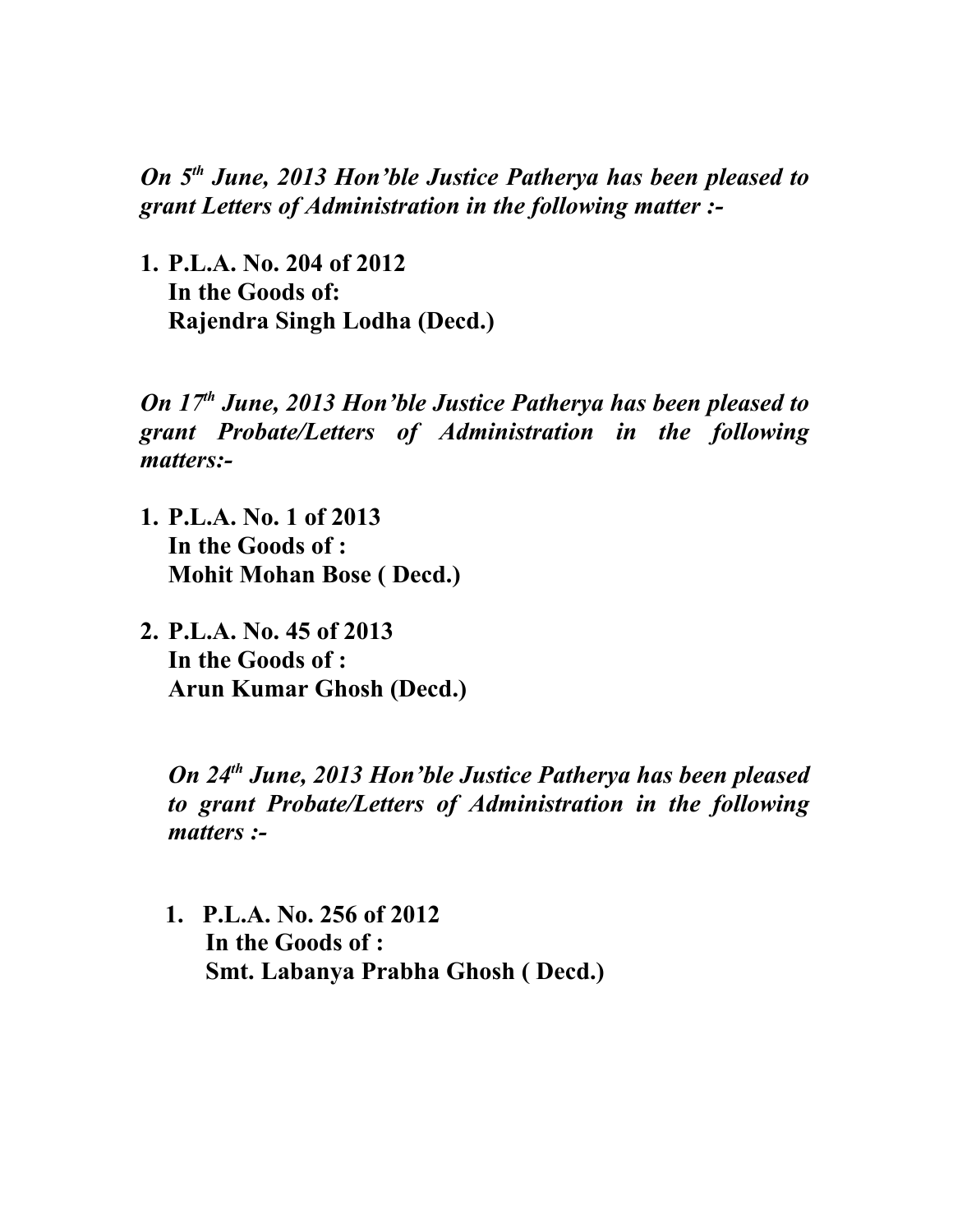***On 5th June, 2013 Hon'ble Justice Patherya has been pleased to grant Letters of Administration in the following matter :-***

1. **P.L.A. No. 204 of 2012**
   **In the Goods of:**
   **Rajendra Singh Lodha (Decd.)**

***On 17th June, 2013 Hon'ble Justice Patherya has been pleased to grant Probate/Letters of Administration in the following matters:-***

1. **P.L.A. No. 1 of 2013**
   **In the Goods of :**
   **Mohit Mohan Bose ( Decd.)**

2. **P.L.A. No. 45 of 2013**
   **In the Goods of :**
   **Arun Kumar Ghosh (Decd.)**

***On 24th June, 2013 Hon'ble Justice Patherya has been pleased to grant Probate/Letters of Administration in the following matters :-***

1. **P.L.A. No. 256 of 2012**
   **In the Goods of :**
   **Smt. Labanya Prabha Ghosh ( Decd.)**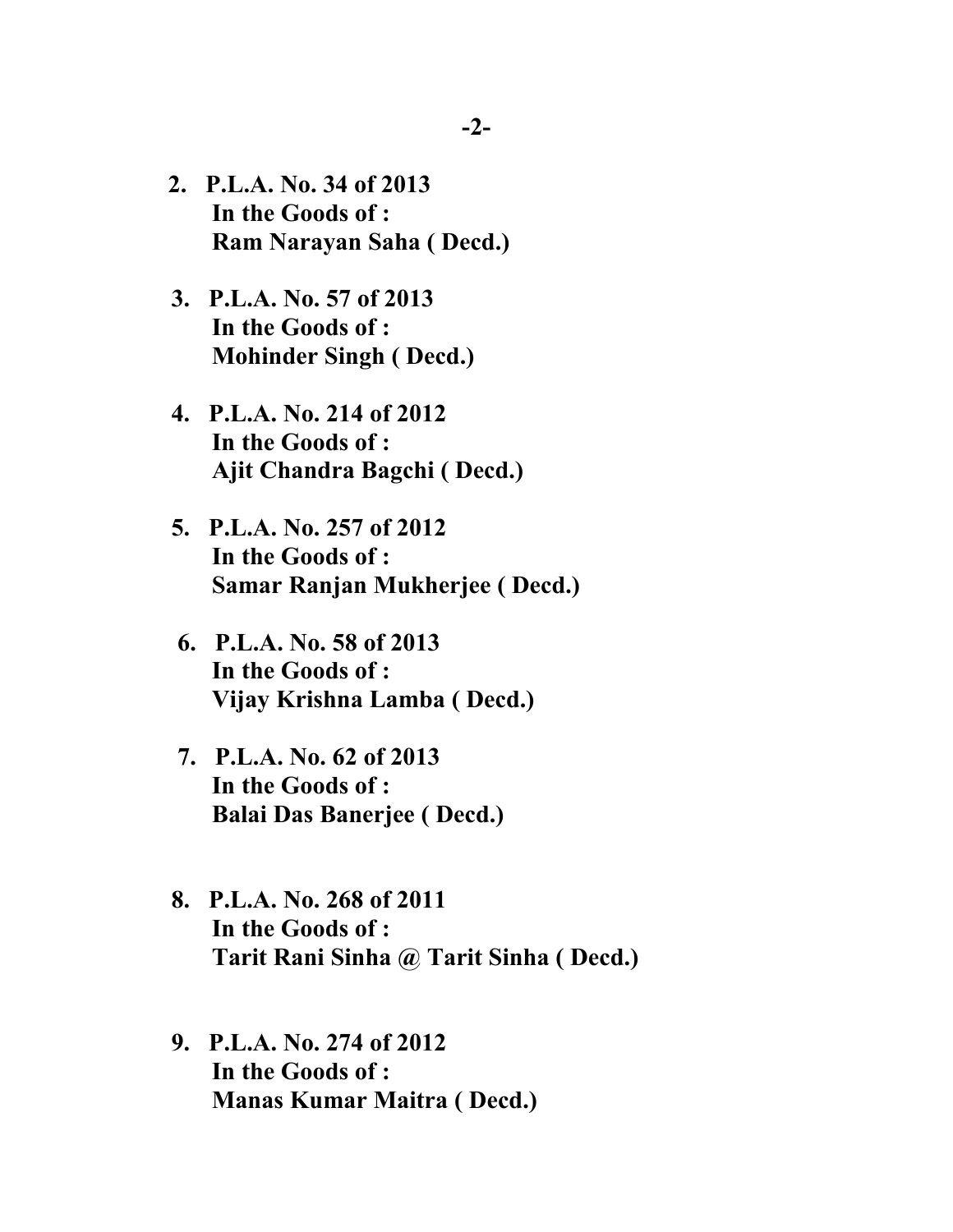2. **P.L.A. No. 34 of 2013**
   **In the Goods of :**
   **Ram Narayan Saha ( Decd.)**

3. **P.L.A. No. 57 of 2013**
   **In the Goods of :**
   **Mohinder Singh ( Decd.)**

4. **P.L.A. No. 214 of 2012**
   **In the Goods of :**
   **Ajit Chandra Bagchi ( Decd.)**

5. **P.L.A. No. 257 of 2012**
   **In the Goods of :**
   **Samar Ranjan Mukherjee ( Decd.)**

6. **P.L.A. No. 58 of 2013**
   **In the Goods of :**
   **Vijay Krishna Lamba ( Decd.)**

7. **P.L.A. No. 62 of 2013**
   **In the Goods of :**
   **Balai Das Banerjee ( Decd.)**

8. **P.L.A. No. 268 of 2011**
   **In the Goods of :**
   **Tarit Rani Sinha @ Tarit Sinha ( Decd.)**

9. **P.L.A. No. 274 of 2012**
   **In the Goods of :**
   **Manas Kumar Maitra ( Decd.)**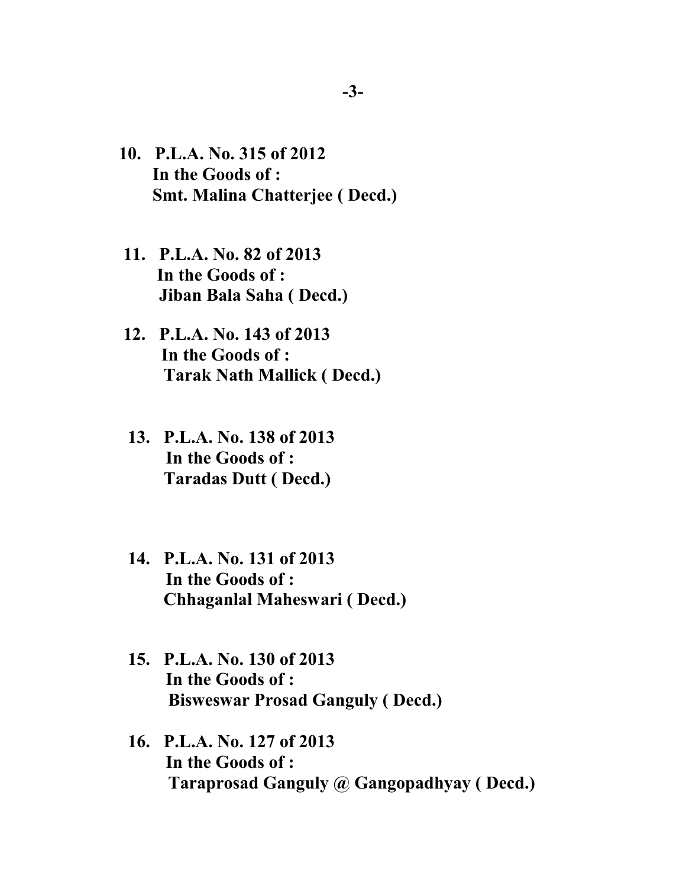**10. P.L.A. No. 315 of 2012**
**In the Goods of :**
**Smt. Malina Chatterjee ( Decd.)**

**11. P.L.A. No. 82 of 2013**
**In the Goods of :**
**Jiban Bala Saha ( Decd.)**

**12. P.L.A. No. 143 of 2013**
**In the Goods of :**
**Tarak Nath Mallick ( Decd.)**

**13. P.L.A. No. 138 of 2013**
**In the Goods of :**
**Taradas Dutt ( Decd.)**

**14. P.L.A. No. 131 of 2013**
**In the Goods of :**
**Chhaganlal Maheswari ( Decd.)**

**15. P.L.A. No. 130 of 2013**
**In the Goods of :**
**Bisweswar Prosad Ganguly ( Decd.)**

**16. P.L.A. No. 127 of 2013**
**In the Goods of :**
**Taraprosad Ganguly @ Gangopadhyay ( Decd.)**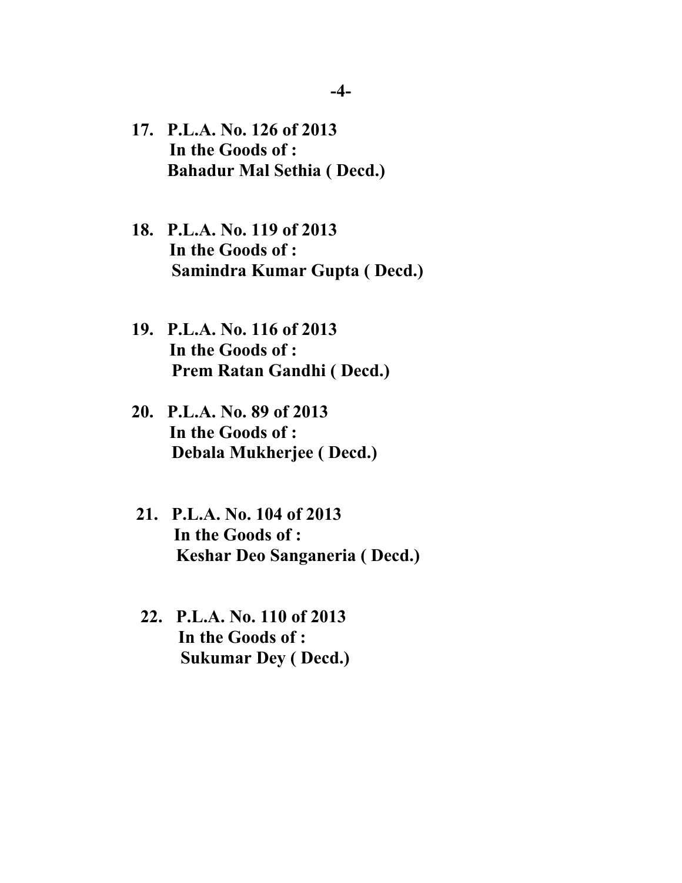17. **P.L.A. No. 126 of 2013**
    **In the Goods of :**
    **Bahadur Mal Sethia ( Decd.)**

18. **P.L.A. No. 119 of 2013**
    **In the Goods of :**
    **Samindra Kumar Gupta ( Decd.)**

19. **P.L.A. No. 116 of 2013**
    **In the Goods of :**
    **Prem Ratan Gandhi ( Decd.)**

20. **P.L.A. No. 89 of 2013**
    **In the Goods of :**
    **Debala Mukherjee ( Decd.)**

21. **P.L.A. No. 104 of 2013**
    **In the Goods of :**
    **Keshar Deo Sanganeria ( Decd.)**

22. **P.L.A. No. 110 of 2013**
    **In the Goods of :**
    **Sukumar Dey ( Decd.)**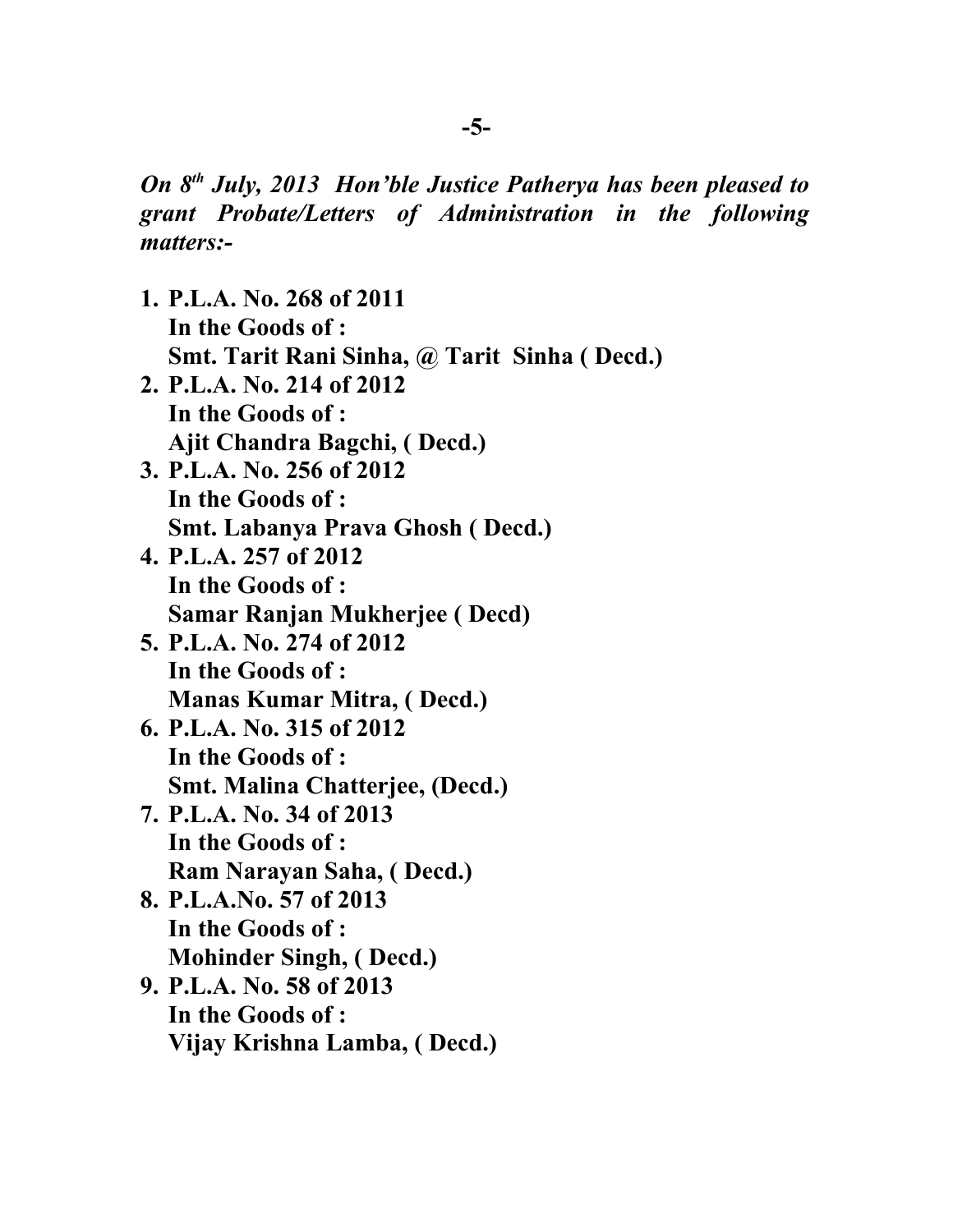***On 8th July, 2013 Hon'ble Justice Patherya has been pleased to grant Probate/Letters of Administration in the following matters:-***

1. **P.L.A. No. 268 of 2011**
   **In the Goods of :**
   **Smt. Tarit Rani Sinha, @ Tarit Sinha ( Decd.)**
2. **P.L.A. No. 214 of 2012**
   **In the Goods of :**
   **Ajit Chandra Bagchi, ( Decd.)**
3. **P.L.A. No. 256 of 2012**
   **In the Goods of :**
   **Smt. Labanya Prava Ghosh ( Decd.)**
4. **P.L.A. 257 of 2012**
   **In the Goods of :**
   **Samar Ranjan Mukherjee ( Decd)**
5. **P.L.A. No. 274 of 2012**
   **In the Goods of :**
   **Manas Kumar Mitra, ( Decd.)**
6. **P.L.A. No. 315 of 2012**
   **In the Goods of :**
   **Smt. Malina Chatterjee, (Decd.)**
7. **P.L.A. No. 34 of 2013**
   **In the Goods of :**
   **Ram Narayan Saha, ( Decd.)**
8. **P.L.A.No. 57 of 2013**
   **In the Goods of :**
   **Mohinder Singh, ( Decd.)**
9. **P.L.A. No. 58 of 2013**
   **In the Goods of :**
   **Vijay Krishna Lamba, ( Decd.)**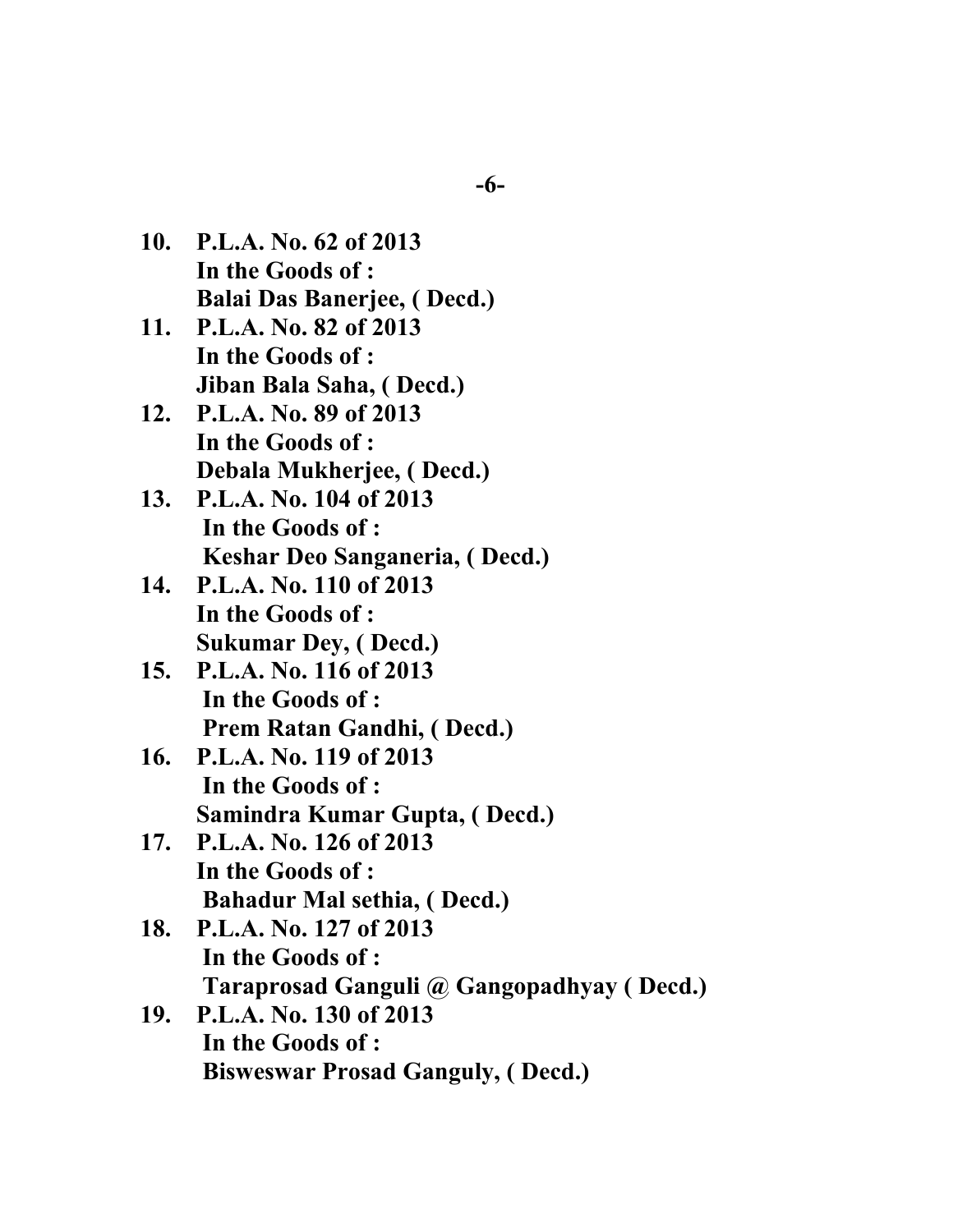10. **P.L.A. No. 62 of 2013**
    **In the Goods of :**
    **Balai Das Banerjee, ( Decd.)**
11. **P.L.A. No. 82 of 2013**
    **In the Goods of :**
    **Jiban Bala Saha, ( Decd.)**
12. **P.L.A. No. 89 of 2013**
    **In the Goods of :**
    **Debala Mukherjee, ( Decd.)**
13. **P.L.A. No. 104 of 2013**
    **In the Goods of :**
    **Keshar Deo Sanganeria, ( Decd.)**
14. **P.L.A. No. 110 of 2013**
    **In the Goods of :**
    **Sukumar Dey, ( Decd.)**
15. **P.L.A. No. 116 of 2013**
    **In the Goods of :**
    **Prem Ratan Gandhi, ( Decd.)**
16. **P.L.A. No. 119 of 2013**
    **In the Goods of :**
    **Samindra Kumar Gupta, ( Decd.)**
17. **P.L.A. No. 126 of 2013**
    **In the Goods of :**
    **Bahadur Mal sethia, ( Decd.)**
18. **P.L.A. No. 127 of 2013**
    **In the Goods of :**
    **Taraprosad Ganguli @ Gangopadhyay ( Decd.)**
19. **P.L.A. No. 130 of 2013**
    **In the Goods of :**
    **Bisweswar Prosad Ganguly, ( Decd.)**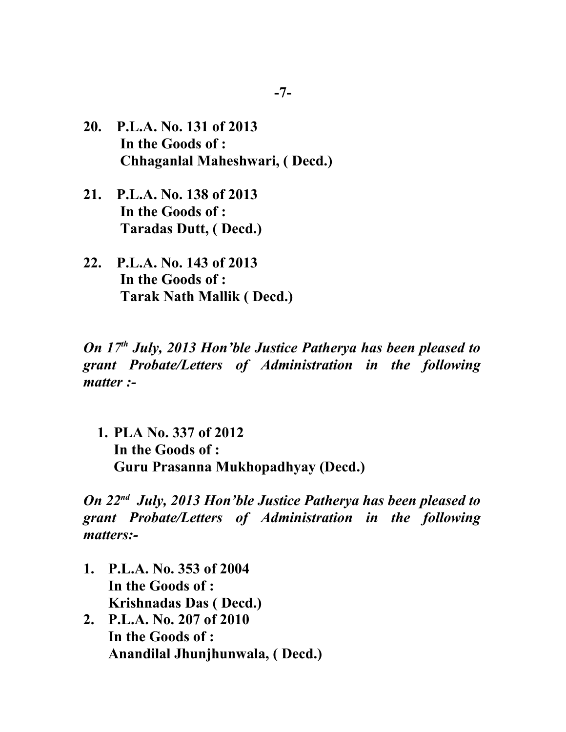20. **P.L.A. No. 131 of 2013**
    **In the Goods of :**
    **Chhaganlal Maheshwari, ( Decd.)**

21. **P.L.A. No. 138 of 2013**
    **In the Goods of :**
    **Taradas Dutt, ( Decd.)**

22. **P.L.A. No. 143 of 2013**
    **In the Goods of :**
    **Tarak Nath Mallik ( Decd.)**

***On 17th July, 2013 Hon'ble Justice Patherya has been pleased to grant Probate/Letters of Administration in the following matter :-***

1. **PLA No. 337 of 2012**
   **In the Goods of :**
   **Guru Prasanna Mukhopadhyay (Decd.)**

***On 22nd July, 2013 Hon'ble Justice Patherya has been pleased to grant Probate/Letters of Administration in the following matters:-***

1. **P.L.A. No. 353 of 2004**
   **In the Goods of :**
   **Krishnadas Das ( Decd.)**
2. **P.L.A. No. 207 of 2010**
   **In the Goods of :**
   **Anandilal Jhunjhunwala, ( Decd.)**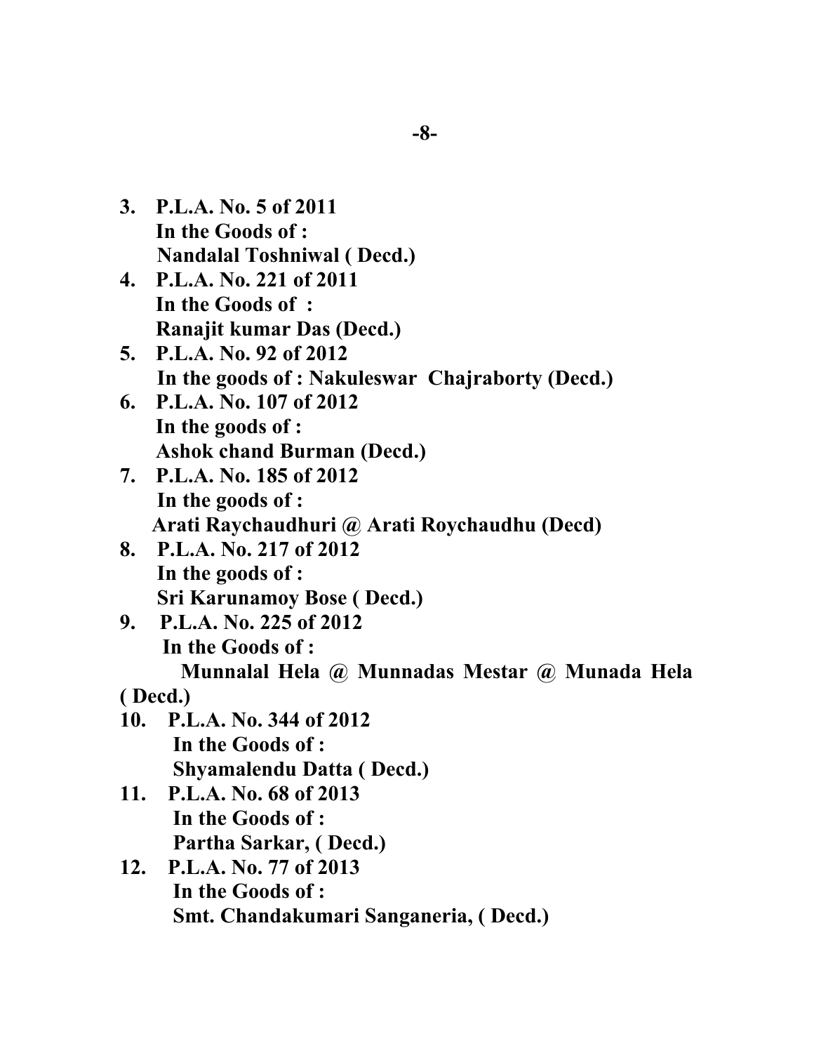3. **P.L.A. No. 5 of 2011**
   **In the Goods of :**
   **Nandalal Toshniwal ( Decd.)**
4. **P.L.A. No. 221 of 2011**
   **In the Goods of :**
   **Ranajit kumar Das (Decd.)**
5. **P.L.A. No. 92 of 2012**
   **In the goods of : Nakuleswar Chajraborty (Decd.)**
6. **P.L.A. No. 107 of 2012**
   **In the goods of :**
   **Ashok chand Burman (Decd.)**
7. **P.L.A. No. 185 of 2012**
   **In the goods of :**
   **Arati Raychaudhuri @ Arati Roychaudhu (Decd)**
8. **P.L.A. No. 217 of 2012**
   **In the goods of :**
   **Sri Karunamoy Bose ( Decd.)**
9. **P.L.A. No. 225 of 2012**
   **In the Goods of :**
   **Munnalal Hela @ Munnadas Mestar @ Munada Hela ( Decd.)**
10. **P.L.A. No. 344 of 2012**
    **In the Goods of :**
    **Shyamalendu Datta ( Decd.)**
11. **P.L.A. No. 68 of 2013**
    **In the Goods of :**
    **Partha Sarkar, ( Decd.)**
12. **P.L.A. No. 77 of 2013**
    **In the Goods of :**
    **Smt. Chandakumari Sanganeria, ( Decd.)**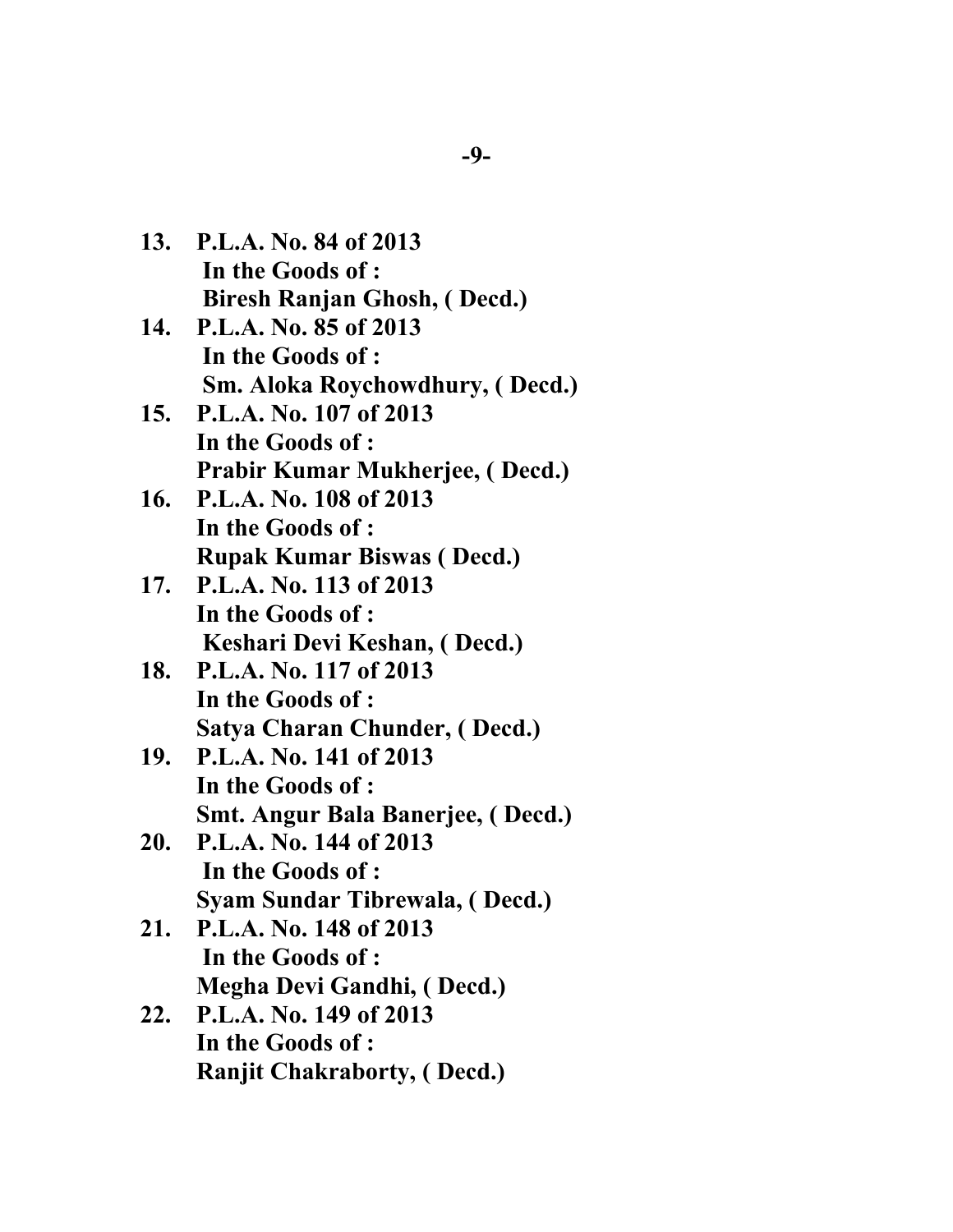13. **P.L.A. No. 84 of 2013**
    **In the Goods of :**
    **Biresh Ranjan Ghosh, ( Decd.)**
14. **P.L.A. No. 85 of 2013**
    **In the Goods of :**
    **Sm. Aloka Roychowdhury, ( Decd.)**
15. **P.L.A. No. 107 of 2013**
    **In the Goods of :**
    **Prabir Kumar Mukherjee, ( Decd.)**
16. **P.L.A. No. 108 of 2013**
    **In the Goods of :**
    **Rupak Kumar Biswas ( Decd.)**
17. **P.L.A. No. 113 of 2013**
    **In the Goods of :**
    **Keshari Devi Keshan, ( Decd.)**
18. **P.L.A. No. 117 of 2013**
    **In the Goods of :**
    **Satya Charan Chunder, ( Decd.)**
19. **P.L.A. No. 141 of 2013**
    **In the Goods of :**
    **Smt. Angur Bala Banerjee, ( Decd.)**
20. **P.L.A. No. 144 of 2013**
    **In the Goods of :**
    **Syam Sundar Tibrewala, ( Decd.)**
21. **P.L.A. No. 148 of 2013**
    **In the Goods of :**
    **Megha Devi Gandhi, ( Decd.)**
22. **P.L.A. No. 149 of 2013**
    **In the Goods of :**
    **Ranjit Chakraborty, ( Decd.)**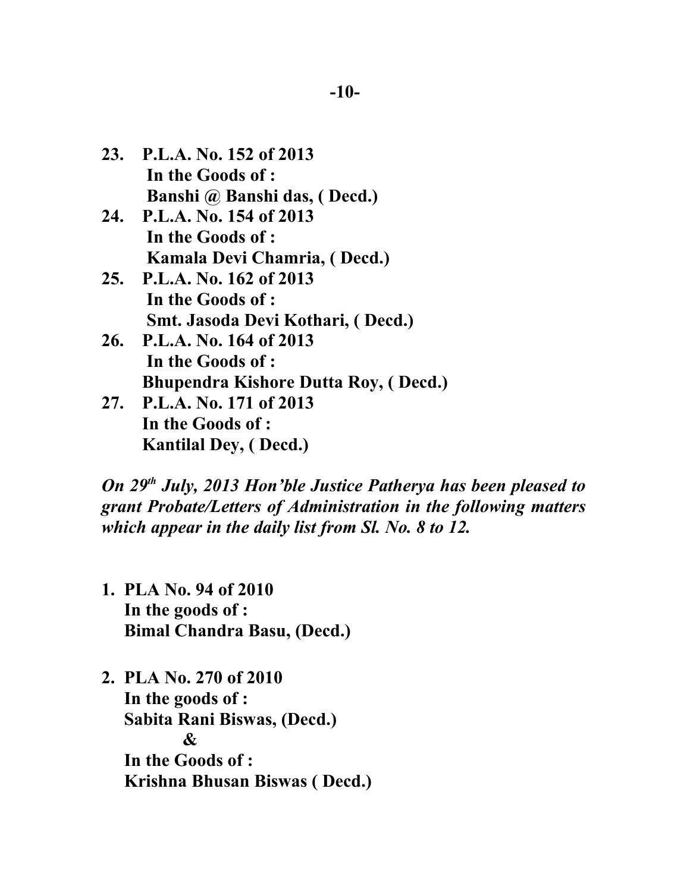**23. P.L.A. No. 152 of 2013**
**In the Goods of :**
**Banshi @ Banshi das, ( Decd.)**

**24. P.L.A. No. 154 of 2013**
**In the Goods of :**
**Kamala Devi Chamria, ( Decd.)**

**25. P.L.A. No. 162 of 2013**
**In the Goods of :**
**Smt. Jasoda Devi Kothari, ( Decd.)**

**26. P.L.A. No. 164 of 2013**
**In the Goods of :**
**Bhupendra Kishore Dutta Roy, ( Decd.)**

**27. P.L.A. No. 171 of 2013**
**In the Goods of :**
**Kantilal Dey, ( Decd.)**

***On 29th July, 2013 Hon'ble Justice Patherya has been pleased to grant Probate/Letters of Administration in the following matters which appear in the daily list from Sl. No. 8 to 12.***

**1. PLA No. 94 of 2010**
**In the goods of :**
**Bimal Chandra Basu, (Decd.)**

**2. PLA No. 270 of 2010**
**In the goods of :**
**Sabita Rani Biswas, (Decd.)**
**&**
**In the Goods of :**
**Krishna Bhusan Biswas ( Decd.)**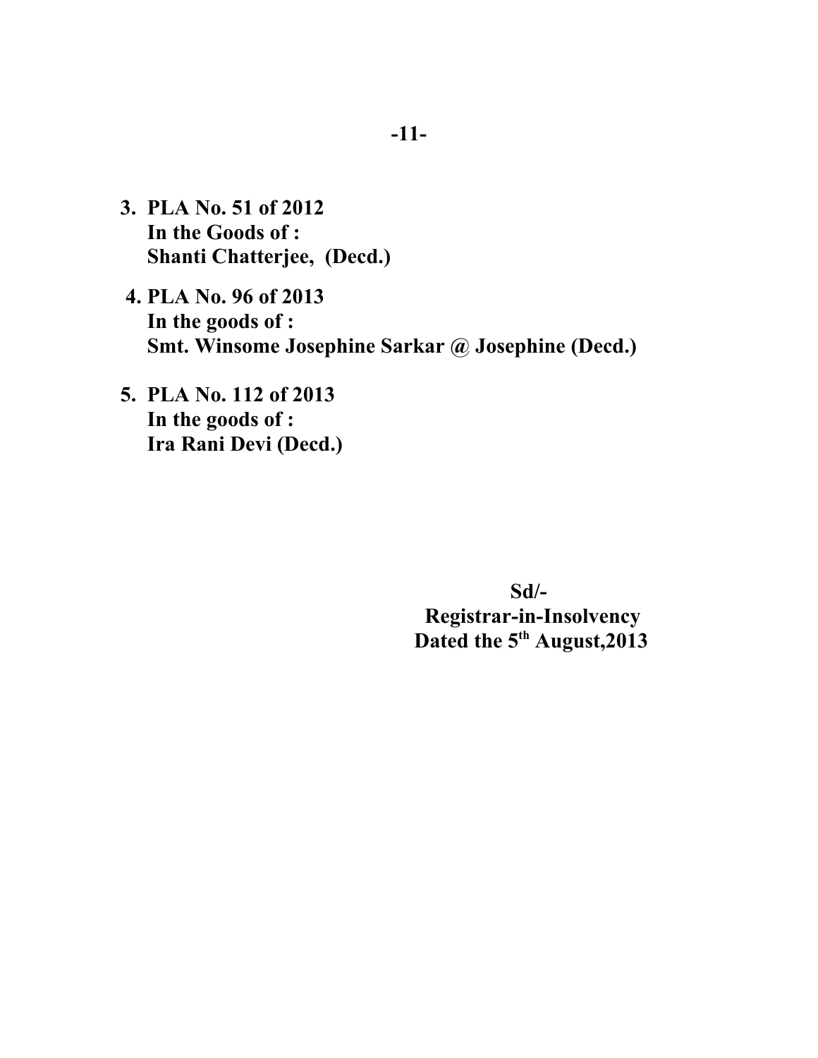3. **PLA No. 51 of 2012**
   **In the Goods of :**
   **Shanti Chatterjee, (Decd.)**

4. **PLA No. 96 of 2013**
   **In the goods of :**
   **Smt. Winsome Josephine Sarkar @ Josephine (Decd.)**

5. **PLA No. 112 of 2013**
   **In the goods of :**
   **Ira Rani Devi (Decd.)**

**Sd/-**
**Registrar-in-Insolvency**
**Dated the 5th August,2013**